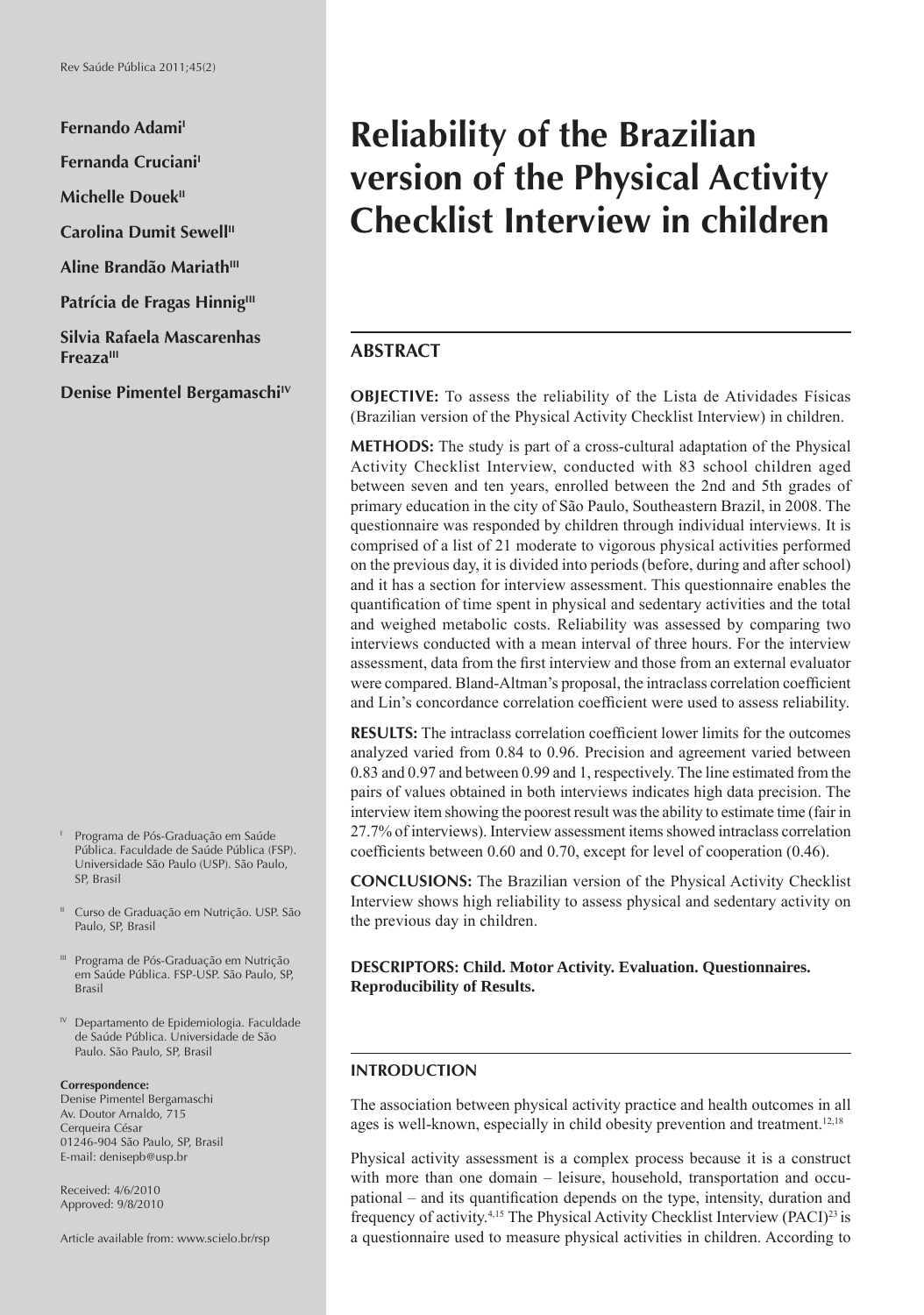# Reliability of the Brazilian version of the Physical Activity Checklist Interview in children

**Fernando Adami**[I]

**Fernanda Cruciani**[I]

**Michelle Douek**[II]

**Carolina Dumit Sewell**[II]

**Aline Brandão Mariath**[III]

**Patrícia de Fragas Hinnig**[III]

**Silvia Rafaela Mascarenhas Freaza**[III]

**Denise Pimentel Bergamaschi**[IV]

## ABSTRACT

**OBJECTIVE:** To assess the reliability of the Lista de Atividades Físicas (Brazilian version of the Physical Activity Checklist Interview) in children.

**METHODS:** The study is part of a cross-cultural adaptation of the Physical Activity Checklist Interview, conducted with 83 school children aged between seven and ten years, enrolled between the 2nd and 5th grades of primary education in the city of São Paulo, Southeastern Brazil, in 2008. The questionnaire was responded by children through individual interviews. It is comprised of a list of 21 moderate to vigorous physical activities performed on the previous day, it is divided into periods (before, during and after school) and it has a section for interview assessment. This questionnaire enables the quantification of time spent in physical and sedentary activities and the total and weighed metabolic costs. Reliability was assessed by comparing two interviews conducted with a mean interval of three hours. For the interview assessment, data from the first interview and those from an external evaluator were compared. Bland-Altman's proposal, the intraclass correlation coefficient and Lin's concordance correlation coefficient were used to assess reliability.

**RESULTS:** The intraclass correlation coefficient lower limits for the outcomes analyzed varied from 0.84 to 0.96. Precision and agreement varied between 0.83 and 0.97 and between 0.99 and 1, respectively. The line estimated from the pairs of values obtained in both interviews indicates high data precision. The interview item showing the poorest result was the ability to estimate time (fair in 27.7% of interviews). Interview assessment items showed intraclass correlation coefficients between 0.60 and 0.70, except for level of cooperation (0.46).

**CONCLUSIONS:** The Brazilian version of the Physical Activity Checklist Interview shows high reliability to assess physical and sedentary activity on the previous day in children.

**DESCRIPTORS: Child. Motor Activity. Evaluation. Questionnaires. Reproducibility of Results.**

## INTRODUCTION

The association between physical activity practice and health outcomes in all ages is well-known, especially in child obesity prevention and treatment.[12,18]

Physical activity assessment is a complex process because it is a construct with more than one domain – leisure, household, transportation and occupational – and its quantification depends on the type, intensity, duration and frequency of activity.[4,15] The Physical Activity Checklist Interview (PACI)[23] is a questionnaire used to measure physical activities in children. According to

[I] Programa de Pós-Graduação em Saúde Pública. Faculdade de Saúde Pública (FSP). Universidade São Paulo (USP). São Paulo, SP, Brasil

[II] Curso de Graduação em Nutrição. USP. São Paulo, SP, Brasil

[III] Programa de Pós-Graduação em Nutrição em Saúde Pública. FSP-USP. São Paulo, SP, Brasil

[IV] Departamento de Epidemiologia. Faculdade de Saúde Pública. Universidade de São Paulo. São Paulo, SP, Brasil

**Correspondence:**
Denise Pimentel Bergamaschi
Av. Doutor Arnaldo, 715
Cerqueira César
01246-904 São Paulo, SP, Brasil
E-mail: denisepb@usp.br

Received: 4/6/2010
Approved: 9/8/2010

Article available from: www.scielo.br/rsp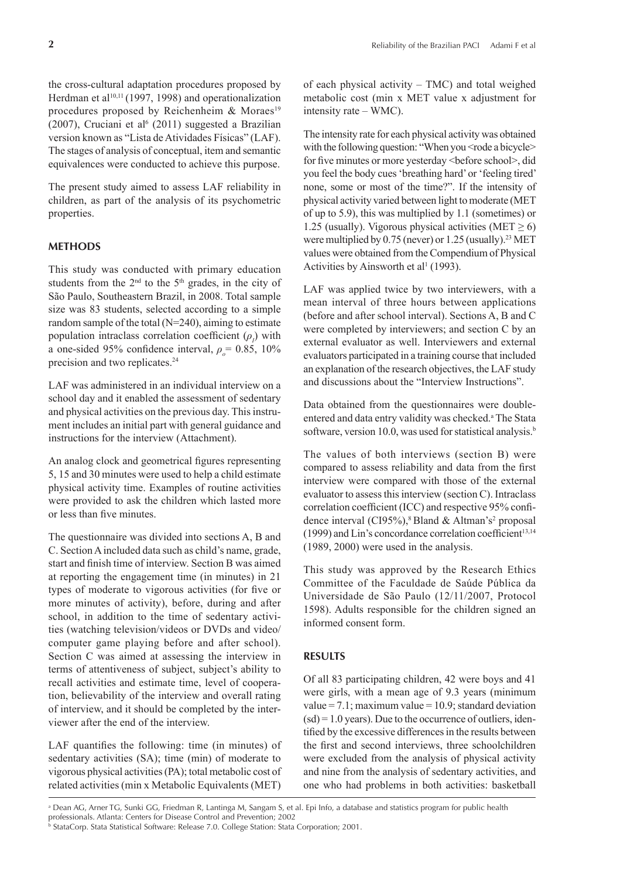the cross-cultural adaptation procedures proposed by Herdman et al[10,11] (1997, 1998) and operationalization procedures proposed by Reichenheim & Moraes[19] (2007), Cruciani et al[6] (2011) suggested a Brazilian version known as "Lista de Atividades Físicas" (LAF). The stages of analysis of conceptual, item and semantic equivalences were conducted to achieve this purpose.

The present study aimed to assess LAF reliability in children, as part of the analysis of its psychometric properties.

## METHODS

This study was conducted with primary education students from the 2nd to the 5th grades, in the city of São Paulo, Southeastern Brazil, in 2008. Total sample size was 83 students, selected according to a simple random sample of the total (N=240), aiming to estimate population intraclass correlation coefficient ($\rho_I$) with a one-sided 95% confidence interval, $\rho_o$= 0.85, 10% precision and two replicates.[24]

LAF was administered in an individual interview on a school day and it enabled the assessment of sedentary and physical activities on the previous day. This instrument includes an initial part with general guidance and instructions for the interview (Attachment).

An analog clock and geometrical figures representing 5, 15 and 30 minutes were used to help a child estimate physical activity time. Examples of routine activities were provided to ask the children which lasted more or less than five minutes.

The questionnaire was divided into sections A, B and C. Section A included data such as child's name, grade, start and finish time of interview. Section B was aimed at reporting the engagement time (in minutes) in 21 types of moderate to vigorous activities (for five or more minutes of activity), before, during and after school, in addition to the time of sedentary activities (watching television/videos or DVDs and video/computer game playing before and after school). Section C was aimed at assessing the interview in terms of attentiveness of subject, subject's ability to recall activities and estimate time, level of cooperation, believability of the interview and overall rating of interview, and it should be completed by the interviewer after the end of the interview.

LAF quantifies the following: time (in minutes) of sedentary activities (SA); time (min) of moderate to vigorous physical activities (PA); total metabolic cost of related activities (min x Metabolic Equivalents (MET) of each physical activity – TMC) and total weighed metabolic cost (min x MET value x adjustment for intensity rate – WMC).

The intensity rate for each physical activity was obtained with the following question: "When you <rode a bicycle> for five minutes or more yesterday <before school>, did you feel the body cues 'breathing hard' or 'feeling tired' none, some or most of the time?". If the intensity of physical activity varied between light to moderate (MET of up to 5.9), this was multiplied by 1.1 (sometimes) or 1.25 (usually). Vigorous physical activities (MET $\geq$ 6) were multiplied by 0.75 (never) or 1.25 (usually).[23] MET values were obtained from the Compendium of Physical Activities by Ainsworth et al[1] (1993).

LAF was applied twice by two interviewers, with a mean interval of three hours between applications (before and after school interval). Sections A, B and C were completed by interviewers; and section C by an external evaluator as well. Interviewers and external evaluators participated in a training course that included an explanation of the research objectives, the LAF study and discussions about the "Interview Instructions".

Data obtained from the questionnaires were double-entered and data entry validity was checked.[a] The Stata software, version 10.0, was used for statistical analysis.[b]

The values of both interviews (section B) were compared to assess reliability and data from the first interview were compared with those of the external evaluator to assess this interview (section C). Intraclass correlation coefficient (ICC) and respective 95% confidence interval (CI95%),[8] Bland & Altman's[2] proposal (1999) and Lin's concordance correlation coefficient[13,14] (1989, 2000) were used in the analysis.

This study was approved by the Research Ethics Committee of the Faculdade de Saúde Pública da Universidade de São Paulo (12/11/2007, Protocol 1598). Adults responsible for the children signed an informed consent form.

## RESULTS

Of all 83 participating children, 42 were boys and 41 were girls, with a mean age of 9.3 years (minimum value = 7.1; maximum value = 10.9; standard deviation (sd) = 1.0 years). Due to the occurrence of outliers, identified by the excessive differences in the results between the first and second interviews, three schoolchildren were excluded from the analysis of physical activity and nine from the analysis of sedentary activities, and one who had problems in both activities: basketball

[a] Dean AG, Arner TG, Sunki GG, Friedman R, Lantinga M, Sangam S, et al. Epi Info, a database and statistics program for public health professionals. Atlanta: Centers for Disease Control and Prevention; 2002

[b] StataCorp. Stata Statistical Software: Release 7.0. College Station: Stata Corporation; 2001.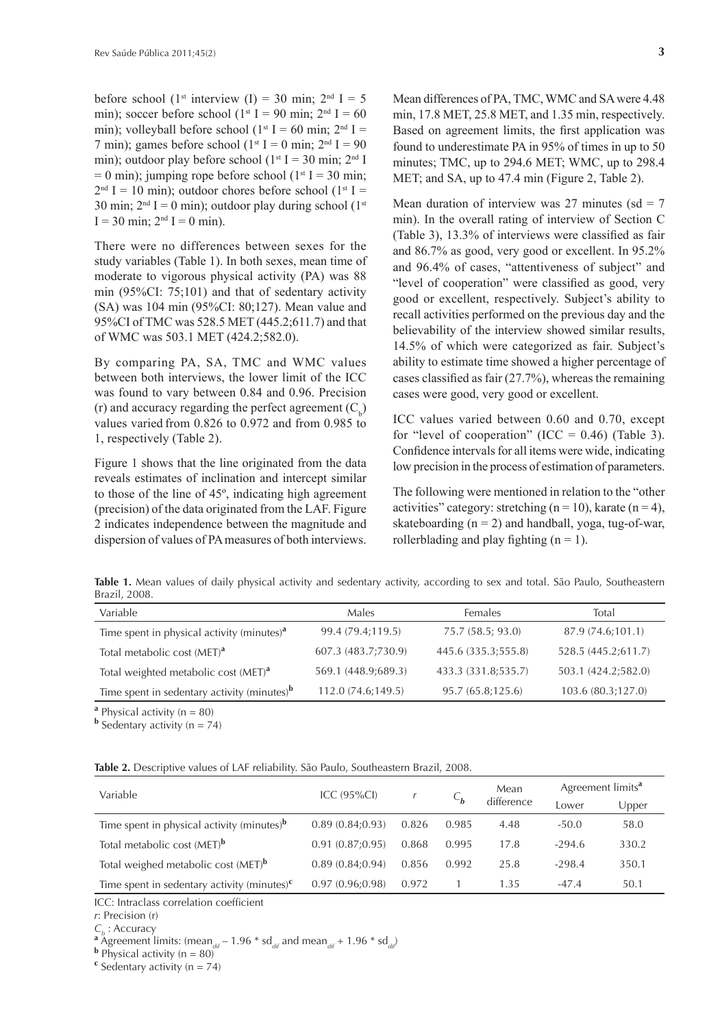before school (1st interview (I) = 30 min; 2nd I = 5 min); soccer before school (1st I = 90 min; 2nd I = 60 min); volleyball before school (1st I = 60 min; 2nd I = 7 min); games before school (1st I = 0 min; 2nd I = 90 min); outdoor play before school (1st I = 30 min; 2nd I = 0 min); jumping rope before school (1st I = 30 min; 2nd I = 10 min); outdoor chores before school (1st I = 30 min; 2nd I = 0 min); outdoor play during school (1st I = 30 min; 2nd I = 0 min).

There were no differences between sexes for the study variables (Table 1). In both sexes, mean time of moderate to vigorous physical activity (PA) was 88 min (95%CI: 75;101) and that of sedentary activity (SA) was 104 min (95%CI: 80;127). Mean value and 95%CI of TMC was 528.5 MET (445.2;611.7) and that of WMC was 503.1 MET (424.2;582.0).

By comparing PA, SA, TMC and WMC values between both interviews, the lower limit of the ICC was found to vary between 0.84 and 0.96. Precision (r) and accuracy regarding the perfect agreement ($C_b$) values varied from 0.826 to 0.972 and from 0.985 to 1, respectively (Table 2).

Figure 1 shows that the line originated from the data reveals estimates of inclination and intercept similar to those of the line of 45º, indicating high agreement (precision) of the data originated from the LAF. Figure 2 indicates independence between the magnitude and dispersion of values of PA measures of both interviews.

Mean differences of PA, TMC, WMC and SA were 4.48 min, 17.8 MET, 25.8 MET, and 1.35 min, respectively. Based on agreement limits, the first application was found to underestimate PA in 95% of times in up to 50 minutes; TMC, up to 294.6 MET; WMC, up to 298.4 MET; and SA, up to 47.4 min (Figure 2, Table 2).

Mean duration of interview was 27 minutes (sd = 7 min). In the overall rating of interview of Section C (Table 3), 13.3% of interviews were classified as fair and 86.7% as good, very good or excellent. In 95.2% and 96.4% of cases, "attentiveness of subject" and "level of cooperation" were classified as good, very good or excellent, respectively. Subject's ability to recall activities performed on the previous day and the believability of the interview showed similar results, 14.5% of which were categorized as fair. Subject's ability to estimate time showed a higher percentage of cases classified as fair (27.7%), whereas the remaining cases were good, very good or excellent.

ICC values varied between 0.60 and 0.70, except for "level of cooperation" (ICC = 0.46) (Table 3). Confidence intervals for all items were wide, indicating low precision in the process of estimation of parameters.

The following were mentioned in relation to the "other activities" category: stretching (n = 10), karate (n = 4), skateboarding (n = 2) and handball, yoga, tug-of-war, rollerblading and play fighting (n = 1).

**Table 1.** Mean values of daily physical activity and sedentary activity, according to sex and total. São Paulo, Southeastern Brazil, 2008.

| Variable | Males | Females | Total |
|---|---|---|---|
| Time spent in physical activity (minutes)[a] | 99.4 (79.4;119.5) | 75.7 (58.5; 93.0) | 87.9 (74.6;101.1) |
| Total metabolic cost (MET)[a] | 607.3 (483.7;730.9) | 445.6 (335.3;555.8) | 528.5 (445.2;611.7) |
| Total weighted metabolic cost (MET)[a] | 569.1 (448.9;689.3) | 433.3 (331.8;535.7) | 503.1 (424.2;582.0) |
| Time spent in sedentary activity (minutes)[b] | 112.0 (74.6;149.5) | 95.7 (65.8;125.6) | 103.6 (80.3;127.0) |

[a] Physical activity (n = 80)
[b] Sedentary activity (n = 74)

**Table 2.** Descriptive values of LAF reliability. São Paulo, Southeastern Brazil, 2008.

| Variable | ICC (95%CI) | $r$ | $C_b$ | Mean difference | Agreement limits[a] | |
|---|---|---|---|---|---|---|
| | | | | | Lower | Upper |
| Time spent in physical activity (minutes)[b] | 0.89 (0.84;0.93) | 0.826 | 0.985 | 4.48 | -50.0 | 58.0 |
| Total metabolic cost (MET)[b] | 0.91 (0.87;0.95) | 0.868 | 0.995 | 17.8 | -294.6 | 330.2 |
| Total weighed metabolic cost (MET)[b] | 0.89 (0.84;0.94) | 0.856 | 0.992 | 25.8 | -298.4 | 350.1 |
| Time spent in sedentary activity (minutes)[c] | 0.97 (0.96;0.98) | 0.972 | 1 | 1.35 | -47.4 | 50.1 |

ICC: Intraclass correlation coefficient
$r$: Precision (r)
$C_b$ : Accuracy
[a] Agreement limits: ($mean_{dif} - 1.96 * sd_{dif}$ and $mean_{dif} + 1.96 * sd_{dif}$)
[b] Physical activity (n = 80)
[c] Sedentary activity (n = 74)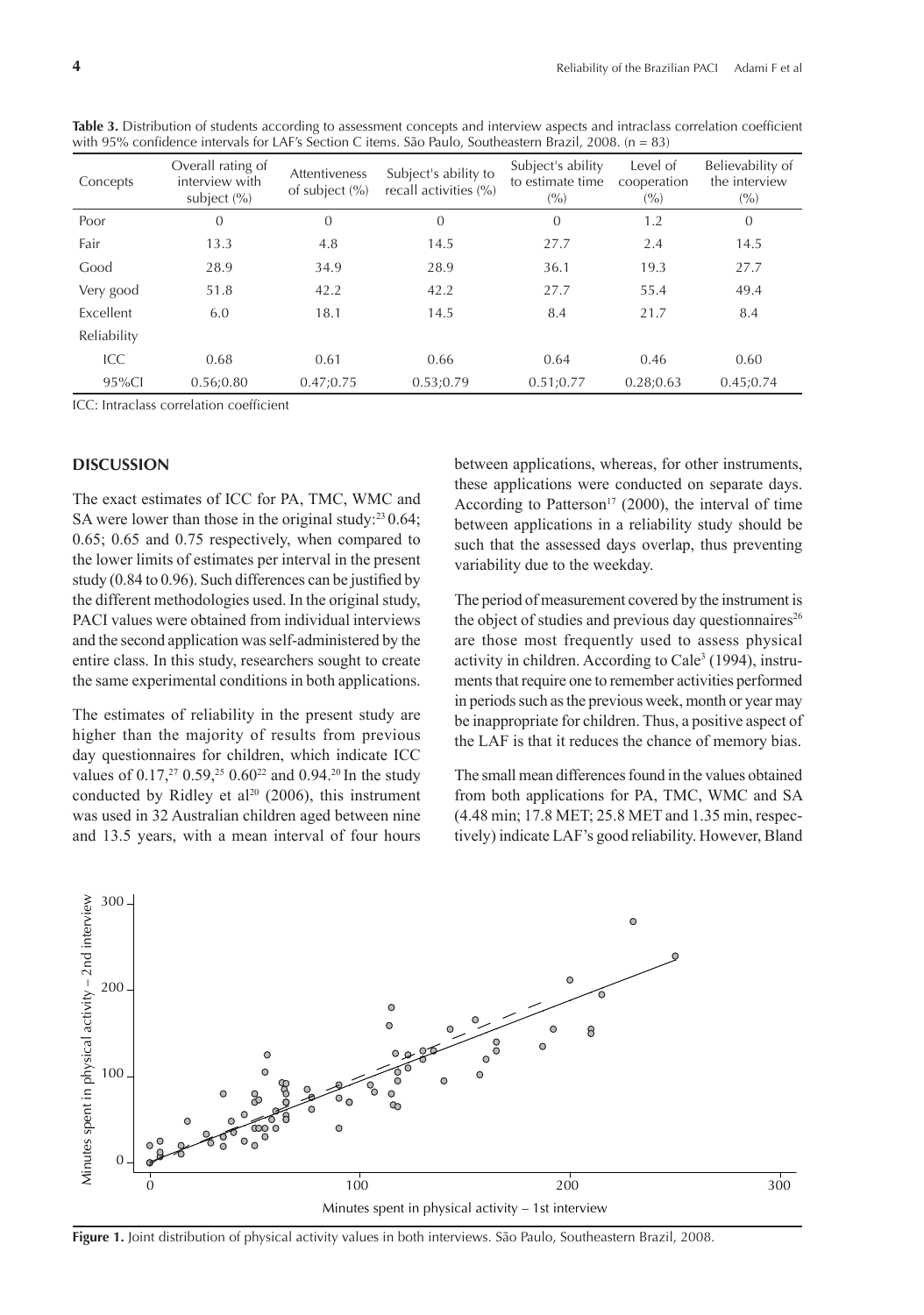**Table 3.** Distribution of students according to assessment concepts and interview aspects and intraclass correlation coefficient with 95% confidence intervals for LAF's Section C items. São Paulo, Southeastern Brazil, 2008. (n = 83)

| Concepts | Overall rating of interview with subject (%) | Attentiveness of subject (%) | Subject's ability to recall activities (%) | Subject's ability to estimate time (%) | Level of cooperation (%) | Believability of the interview (%) |
|---|---|---|---|---|---|---|
| Poor | 0 | 0 | 0 | 0 | 1.2 | 0 |
| Fair | 13.3 | 4.8 | 14.5 | 27.7 | 2.4 | 14.5 |
| Good | 28.9 | 34.9 | 28.9 | 36.1 | 19.3 | 27.7 |
| Very good | 51.8 | 42.2 | 42.2 | 27.7 | 55.4 | 49.4 |
| Excellent | 6.0 | 18.1 | 14.5 | 8.4 | 21.7 | 8.4 |
| Reliability | | | | | | |
| ICC | 0.68 | 0.61 | 0.66 | 0.64 | 0.46 | 0.60 |
| 95%CI | 0.56;0.80 | 0.47;0.75 | 0.53;0.79 | 0.51;0.77 | 0.28;0.63 | 0.45;0.74 |

ICC: Intraclass correlation coefficient

## DISCUSSION

The exact estimates of ICC for PA, TMC, WMC and SA were lower than those in the original study:[23] 0.64; 0.65; 0.65 and 0.75 respectively, when compared to the lower limits of estimates per interval in the present study (0.84 to 0.96). Such differences can be justified by the different methodologies used. In the original study, PACI values were obtained from individual interviews and the second application was self-administered by the entire class. In this study, researchers sought to create the same experimental conditions in both applications.

The estimates of reliability in the present study are higher than the majority of results from previous day questionnaires for children, which indicate ICC values of 0.17,[27] 0.59,[25] 0.60[22] and 0.94.[20] In the study conducted by Ridley et al[20] (2006), this instrument was used in 32 Australian children aged between nine and 13.5 years, with a mean interval of four hours between applications, whereas, for other instruments, these applications were conducted on separate days. According to Patterson[17] (2000), the interval of time between applications in a reliability study should be such that the assessed days overlap, thus preventing variability due to the weekday.

The period of measurement covered by the instrument is the object of studies and previous day questionnaires[26] are those most frequently used to assess physical activity in children. According to Cale[3] (1994), instruments that require one to remember activities performed in periods such as the previous week, month or year may be inappropriate for children. Thus, a positive aspect of the LAF is that it reduces the chance of memory bias.

The small mean differences found in the values obtained from both applications for PA, TMC, WMC and SA (4.48 min; 17.8 MET; 25.8 MET and 1.35 min, respectively) indicate LAF's good reliability. However, Bland

**Figure 1.** Joint distribution of physical activity values in both interviews. São Paulo, Southeastern Brazil, 2008.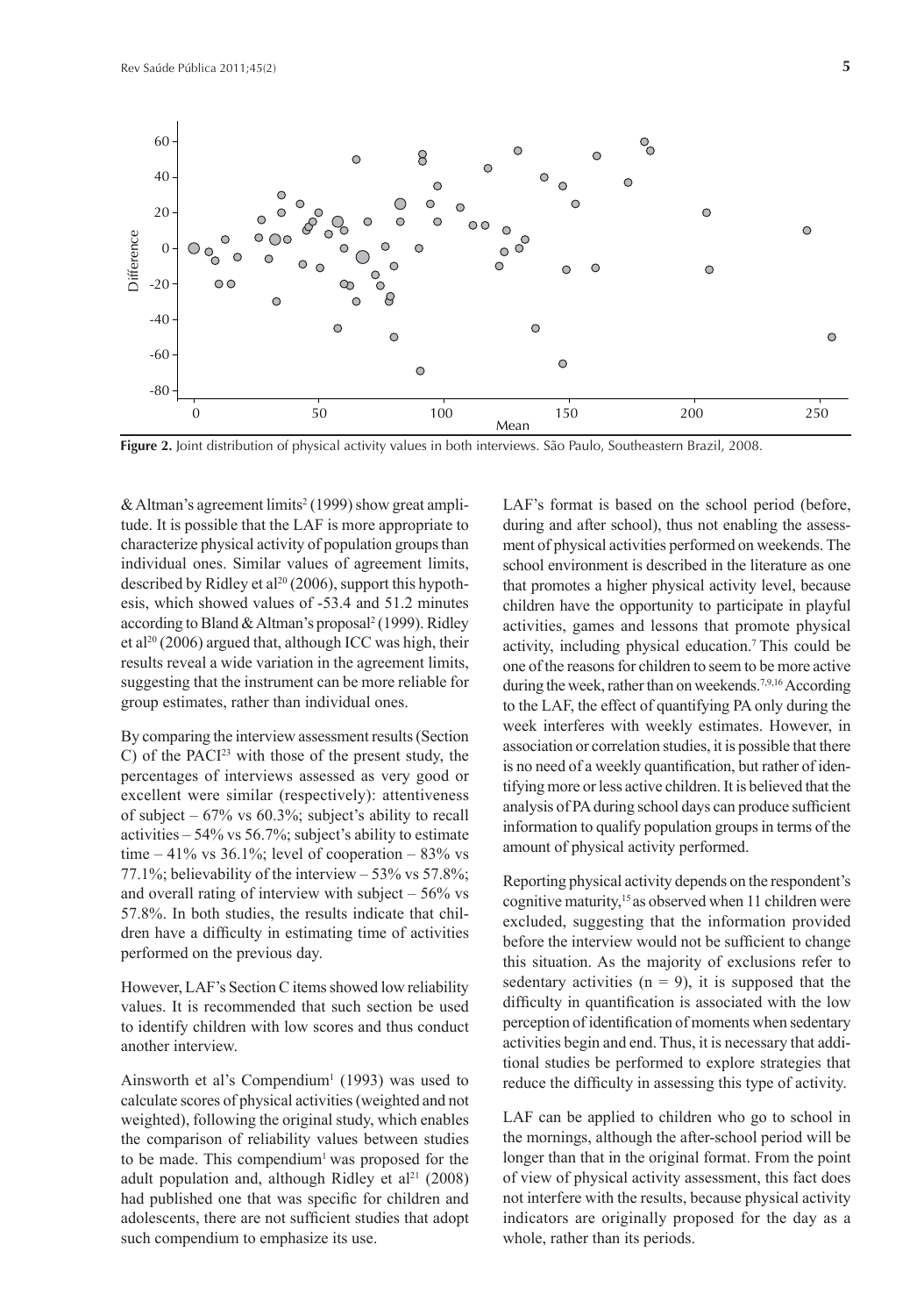**Figure 2.** Joint distribution of physical activity values in both interviews. São Paulo, Southeastern Brazil, 2008.

& Altman's agreement limits[2] (1999) show great amplitude. It is possible that the LAF is more appropriate to characterize physical activity of population groups than individual ones. Similar values of agreement limits, described by Ridley et al[20] (2006), support this hypothesis, which showed values of -53.4 and 51.2 minutes according to Bland & Altman's proposal[2] (1999). Ridley et al[20] (2006) argued that, although ICC was high, their results reveal a wide variation in the agreement limits, suggesting that the instrument can be more reliable for group estimates, rather than individual ones.

By comparing the interview assessment results (Section C) of the PACI[23] with those of the present study, the percentages of interviews assessed as very good or excellent were similar (respectively): attentiveness of subject – 67% vs 60.3%; subject's ability to recall activities – 54% vs 56.7%; subject's ability to estimate time – 41% vs 36.1%; level of cooperation – 83% vs 77.1%; believability of the interview – 53% vs 57.8%; and overall rating of interview with subject – 56% vs 57.8%. In both studies, the results indicate that children have a difficulty in estimating time of activities performed on the previous day.

However, LAF's Section C items showed low reliability values. It is recommended that such section be used to identify children with low scores and thus conduct another interview.

Ainsworth et al's Compendium[1] (1993) was used to calculate scores of physical activities (weighted and not weighted), following the original study, which enables the comparison of reliability values between studies to be made. This compendium[1] was proposed for the adult population and, although Ridley et al[21] (2008) had published one that was specific for children and adolescents, there are not sufficient studies that adopt such compendium to emphasize its use.

LAF's format is based on the school period (before, during and after school), thus not enabling the assessment of physical activities performed on weekends. The school environment is described in the literature as one that promotes a higher physical activity level, because children have the opportunity to participate in playful activities, games and lessons that promote physical activity, including physical education.[7] This could be one of the reasons for children to seem to be more active during the week, rather than on weekends.[7,9,16] According to the LAF, the effect of quantifying PA only during the week interferes with weekly estimates. However, in association or correlation studies, it is possible that there is no need of a weekly quantification, but rather of identifying more or less active children. It is believed that the analysis of PA during school days can produce sufficient information to qualify population groups in terms of the amount of physical activity performed.

Reporting physical activity depends on the respondent's cognitive maturity,[15] as observed when 11 children were excluded, suggesting that the information provided before the interview would not be sufficient to change this situation. As the majority of exclusions refer to sedentary activities (n = 9), it is supposed that the difficulty in quantification is associated with the low perception of identification of moments when sedentary activities begin and end. Thus, it is necessary that additional studies be performed to explore strategies that reduce the difficulty in assessing this type of activity.

LAF can be applied to children who go to school in the mornings, although the after-school period will be longer than that in the original format. From the point of view of physical activity assessment, this fact does not interfere with the results, because physical activity indicators are originally proposed for the day as a whole, rather than its periods.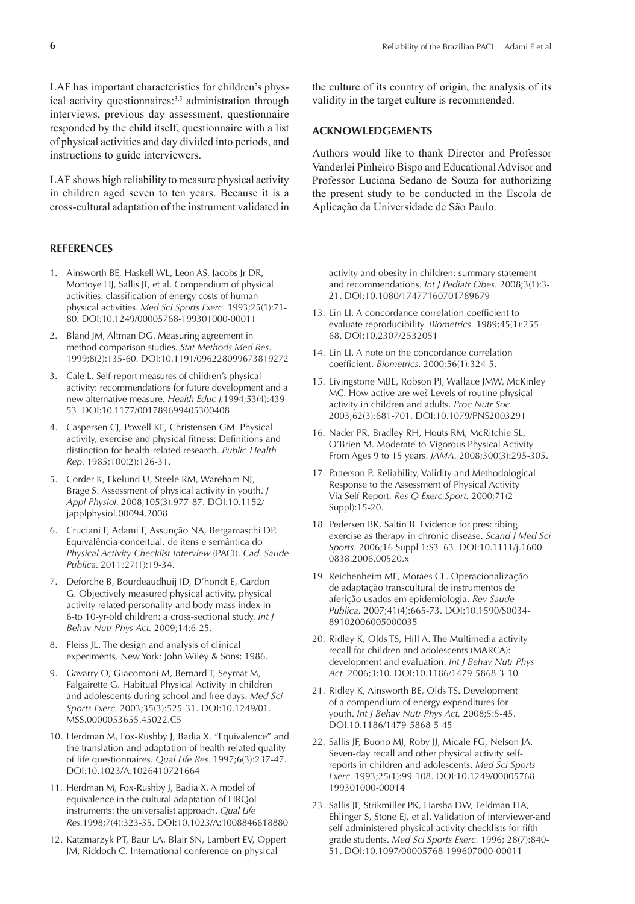LAF has important characteristics for children's physical activity questionnaires:[3,5] administration through interviews, previous day assessment, questionnaire responded by the child itself, questionnaire with a list of physical activities and day divided into periods, and instructions to guide interviewers.

LAF shows high reliability to measure physical activity in children aged seven to ten years. Because it is a cross-cultural adaptation of the instrument validated in the culture of its country of origin, the analysis of its validity in the target culture is recommended.

## ACKNOWLEDGEMENTS

Authors would like to thank Director and Professor Vanderlei Pinheiro Bispo and Educational Advisor and Professor Luciana Sedano de Souza for authorizing the present study to be conducted in the Escola de Aplicação da Universidade de São Paulo.

## REFERENCES

1. Ainsworth BE, Haskell WL, Leon AS, Jacobs Jr DR, Montoye HJ, Sallis JF, et al. Compendium of physical activities: classification of energy costs of human physical activities. *Med Sci Sports Exerc.* 1993;25(1):71-80. DOI:10.1249/00005768-199301000-00011
2. Bland JM, Altman DG. Measuring agreement in method comparison studies. *Stat Methods Med Res*. 1999;8(2):135-60. DOI:10.1191/096228099673819272
3. Cale L. Self-report measures of children's physical activity: recommendations for future development and a new alternative measure. *Health Educ J.*1994;53(4):439-53. DOI:10.1177/001789699405300408
4. Caspersen CJ, Powell KE, Christensen GM. Physical activity, exercise and physical fitness: Definitions and distinction for health-related research. *Public Health Rep.* 1985;100(2):126-31.
5. Corder K, Ekelund U, Steele RM, Wareham NJ, Brage S. Assessment of physical activity in youth. *J Appl Physiol.* 2008;105(3):977-87. DOI:10.1152/japplphysiol.00094.2008
6. Cruciani F, Adami F, Assunção NA, Bergamaschi DP. Equivalência conceitual, de itens e semântica do *Physical Activity Checklist Interview* (PACI). *Cad. Saude Publica.* 2011;27(1):19-34.
7. Deforche B, Bourdeaudhuij ID, D'hondt E, Cardon G. Objectively measured physical activity, physical activity related personality and body mass index in 6-to 10-yr-old children: a cross-sectional study. *Int J Behav Nutr Phys Act.* 2009;14:6-25.
8. Fleiss JL. The design and analysis of clinical experiments. New York: John Wiley & Sons; 1986.
9. Gavarry O, Giacomoni M, Bernard T, Seymat M, Falgairette G. Habitual Physical Activity in children and adolescents during school and free days. *Med Sci Sports Exerc.* 2003;35(3):525-31. DOI:10.1249/01.MSS.0000053655.45022.C5
10. Herdman M, Fox-Rushby J, Badia X. "Equivalence" and the translation and adaptation of health-related quality of life questionnaires. *Qual Life Res.* 1997;6(3):237-47. DOI:10.1023/A:1026410721664
11. Herdman M, Fox-Rushby J, Badia X. A model of equivalence in the cultural adaptation of HRQoL instruments: the universalist approach. *Qual Life Res.*1998;7(4):323-35. DOI:10.1023/A:1008846618880
12. Katzmarzyk PT, Baur LA, Blair SN, Lambert EV, Oppert JM, Riddoch C. International conference on physical activity and obesity in children: summary statement and recommendations. *Int J Pediatr Obes.* 2008;3(1):3-21. DOI:10.1080/17477160701789679
13. Lin LI. A concordance correlation coefficient to evaluate reproducibility. *Biometrics*. 1989;45(1):255-68. DOI:10.2307/2532051
14. Lin LI. A note on the concordance correlation coefficient. *Biometrics.* 2000;56(1):324-5.
15. Livingstone MBE, Robson PJ, Wallace JMW, McKinley MC. How active are we? Levels of routine physical activity in children and adults. *Proc Nutr Soc.* 2003;62(3):681-701. DOI:10.1079/PNS2003291
16. Nader PR, Bradley RH, Houts RM, McRitchie SL, O'Brien M. Moderate-to-Vigorous Physical Activity From Ages 9 to 15 years. *JAMA*. 2008;300(3):295-305.
17. Patterson P. Reliability, Validity and Methodological Response to the Assessment of Physical Activity Via Self-Report. *Res Q Exerc Sport.* 2000;71(2 Suppl):15-20.
18. Pedersen BK, Saltin B. Evidence for prescribing exercise as therapy in chronic disease. *Scand J Med Sci Sports.* 2006;16 Suppl 1:S3–63. DOI:10.1111/j.1600-0838.2006.00520.x
19. Reichenheim ME, Moraes CL. Operacionalização de adaptação transcultural de instrumentos de aferição usados em epidemiologia. *Rev Saude Publica.* 2007;41(4):665-73. DOI:10.1590/S0034-89102006005000035
20. Ridley K, Olds TS, Hill A. The Multimedia activity recall for children and adolescents (MARCA): development and evaluation. *Int J Behav Nutr Phys Act.* 2006;3:10. DOI:10.1186/1479-5868-3-10
21. Ridley K, Ainsworth BE, Olds TS. Development of a compendium of energy expenditures for youth. *Int J Behav Nutr Phys Act.* 2008;5:5-45. DOI:10.1186/1479-5868-5-45
22. Sallis JF, Buono MJ, Roby JJ, Micale FG, Nelson JA. Seven-day recall and other physical activity self-reports in children and adolescents. *Med Sci Sports Exerc.* 1993;25(1):99-108. DOI:10.1249/00005768-199301000-00014
23. Sallis JF, Strikmiller PK, Harsha DW, Feldman HA, Ehlinger S, Stone EJ, et al. Validation of interviewer-and self-administered physical activity checklists for fifth grade students. *Med Sci Sports Exerc.* 1996; 28(7):840-51. DOI:10.1097/00005768-199607000-00011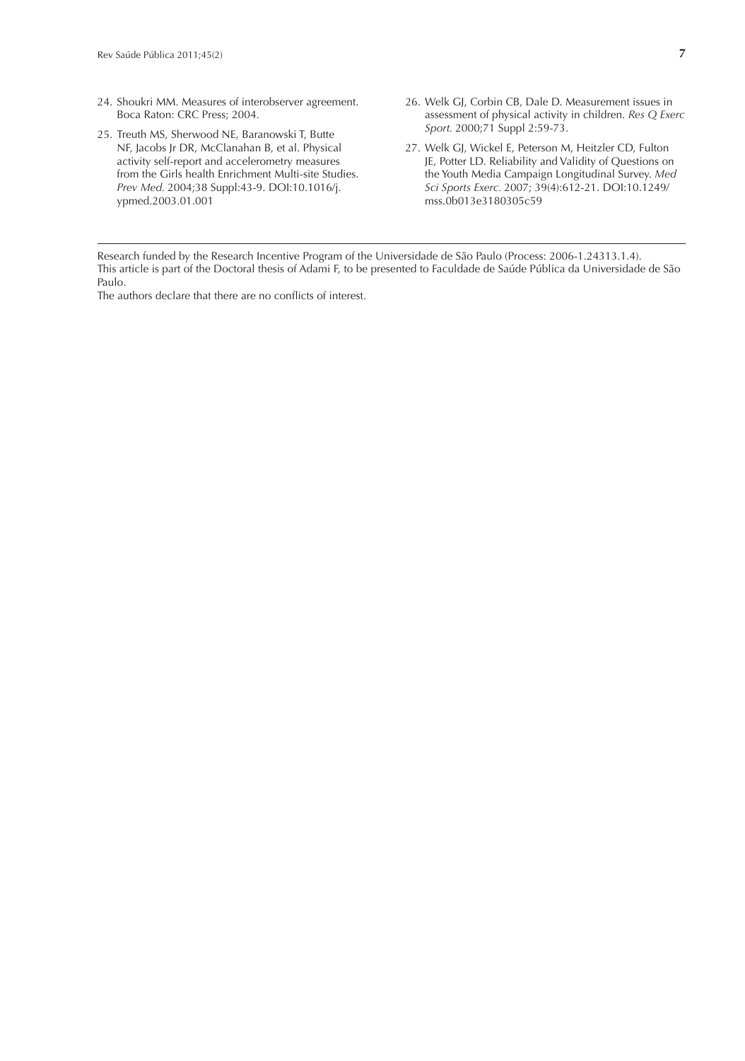24. Shoukri MM. Measures of interobserver agreement. Boca Raton: CRC Press; 2004.

25. Treuth MS, Sherwood NE, Baranowski T, Butte NF, Jacobs Jr DR, McClanahan B, et al. Physical activity self-report and accelerometry measures from the Girls health Enrichment Multi-site Studies. *Prev Med.* 2004;38 Suppl:43-9. DOI:10.1016/j.ypmed.2003.01.001

26. Welk GJ, Corbin CB, Dale D. Measurement issues in assessment of physical activity in children. *Res Q Exerc Sport.* 2000;71 Suppl 2:59-73.

27. Welk GJ, Wickel E, Peterson M, Heitzler CD, Fulton JE, Potter LD. Reliability and Validity of Questions on the Youth Media Campaign Longitudinal Survey. *Med Sci Sports Exerc.* 2007; 39(4):612-21. DOI:10.1249/mss.0b013e3180305c59

---

Research funded by the Research Incentive Program of the Universidade de São Paulo (Process: 2006-1.24313.1.4).
This article is part of the Doctoral thesis of Adami F, to be presented to Faculdade de Saúde Pública da Universidade de São Paulo.
The authors declare that there are no conflicts of interest.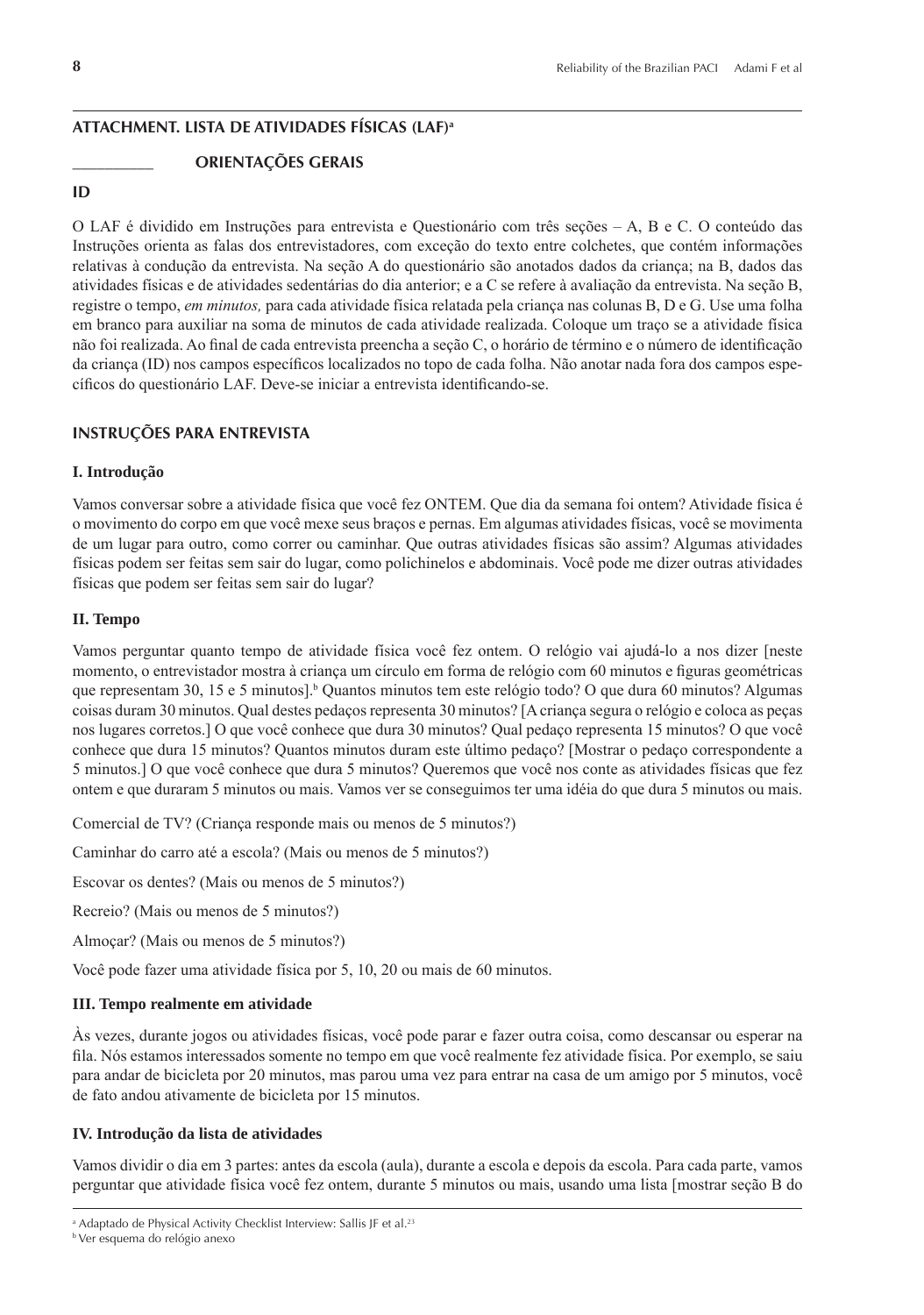## ATTACHMENT. LISTA DE ATIVIDADES FÍSICAS (LAF)[a]

__________ **ORIENTAÇÕES GERAIS**

**ID**

O LAF é dividido em Instruções para entrevista e Questionário com três seções – A, B e C. O conteúdo das Instruções orienta as falas dos entrevistadores, com exceção do texto entre colchetes, que contém informações relativas à condução da entrevista. Na seção A do questionário são anotados dados da criança; na B, dados das atividades físicas e de atividades sedentárias do dia anterior; e a C se refere à avaliação da entrevista. Na seção B, registre o tempo, *em minutos,* para cada atividade física relatada pela criança nas colunas B, D e G. Use uma folha em branco para auxiliar na soma de minutos de cada atividade realizada. Coloque um traço se a atividade física não foi realizada. Ao final de cada entrevista preencha a seção C, o horário de término e o número de identificação da criança (ID) nos campos específicos localizados no topo de cada folha. Não anotar nada fora dos campos específicos do questionário LAF. Deve-se iniciar a entrevista identificando-se.

### INSTRUÇÕES PARA ENTREVISTA

#### I. Introdução

Vamos conversar sobre a atividade física que você fez ONTEM. Que dia da semana foi ontem? Atividade física é o movimento do corpo em que você mexe seus braços e pernas. Em algumas atividades físicas, você se movimenta de um lugar para outro, como correr ou caminhar. Que outras atividades físicas são assim? Algumas atividades físicas podem ser feitas sem sair do lugar, como polichinelos e abdominais. Você pode me dizer outras atividades físicas que podem ser feitas sem sair do lugar?

#### II. Tempo

Vamos perguntar quanto tempo de atividade física você fez ontem. O relógio vai ajudá-lo a nos dizer [neste momento, o entrevistador mostra à criança um círculo em forma de relógio com 60 minutos e figuras geométricas que representam 30, 15 e 5 minutos].[b] Quantos minutos tem este relógio todo? O que dura 60 minutos? Algumas coisas duram 30 minutos. Qual destes pedaços representa 30 minutos? [A criança segura o relógio e coloca as peças nos lugares corretos.] O que você conhece que dura 30 minutos? Qual pedaço representa 15 minutos? O que você conhece que dura 15 minutos? Quantos minutos duram este último pedaço? [Mostrar o pedaço correspondente a 5 minutos.] O que você conhece que dura 5 minutos? Queremos que você nos conte as atividades físicas que fez ontem e que duraram 5 minutos ou mais. Vamos ver se conseguimos ter uma idéia do que dura 5 minutos ou mais.

Comercial de TV? (Criança responde mais ou menos de 5 minutos?)

Caminhar do carro até a escola? (Mais ou menos de 5 minutos?)

Escovar os dentes? (Mais ou menos de 5 minutos?)

Recreio? (Mais ou menos de 5 minutos?)

Almoçar? (Mais ou menos de 5 minutos?)

Você pode fazer uma atividade física por 5, 10, 20 ou mais de 60 minutos.

#### III. Tempo realmente em atividade

Às vezes, durante jogos ou atividades físicas, você pode parar e fazer outra coisa, como descansar ou esperar na fila. Nós estamos interessados somente no tempo em que você realmente fez atividade física. Por exemplo, se saiu para andar de bicicleta por 20 minutos, mas parou uma vez para entrar na casa de um amigo por 5 minutos, você de fato andou ativamente de bicicleta por 15 minutos.

#### IV. Introdução da lista de atividades

Vamos dividir o dia em 3 partes: antes da escola (aula), durante a escola e depois da escola. Para cada parte, vamos perguntar que atividade física você fez ontem, durante 5 minutos ou mais, usando uma lista [mostrar seção B do

---

[a] Adaptado de Physical Activity Checklist Interview: Sallis JF et al.[23]

[b] Ver esquema do relógio anexo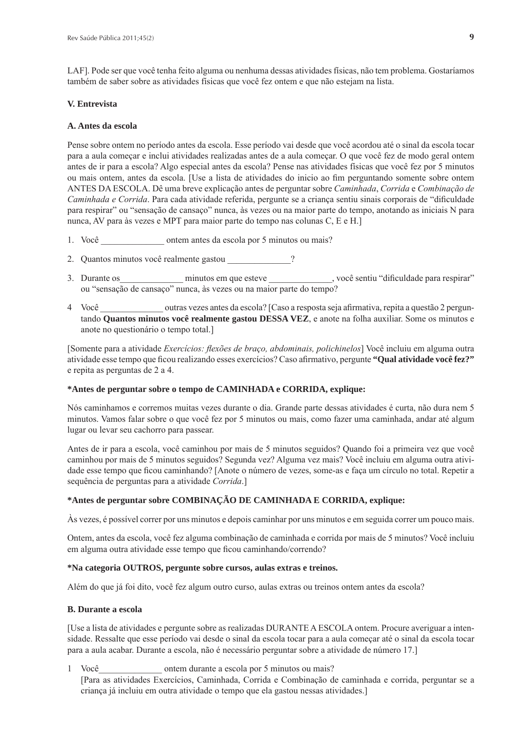LAF]. Pode ser que você tenha feito alguma ou nenhuma dessas atividades físicas, não tem problema. Gostaríamos também de saber sobre as atividades físicas que você fez ontem e que não estejam na lista.

### V. Entrevista

#### A. Antes da escola

Pense sobre ontem no período antes da escola. Esse período vai desde que você acordou até o sinal da escola tocar para a aula começar e inclui atividades realizadas antes de a aula começar. O que você fez de modo geral ontem antes de ir para a escola? Algo especial antes da escola? Pense nas atividades físicas que você fez por 5 minutos ou mais ontem, antes da escola. [Use a lista de atividades do inicio ao fim perguntando somente sobre ontem ANTES DA ESCOLA. Dê uma breve explicação antes de perguntar sobre *Caminhada*, *Corrida* e *Combinação de Caminhada e Corrida*. Para cada atividade referida, pergunte se a criança sentiu sinais corporais de "dificuldade para respirar" ou "sensação de cansaço" nunca, às vezes ou na maior parte do tempo, anotando as iniciais N para nunca, AV para às vezes e MPT para maior parte do tempo nas colunas C, E e H.]

1. Você ______________ ontem antes da escola por 5 minutos ou mais?
2. Quantos minutos você realmente gastou ______________?
3. Durante os______________ minutos em que esteve ______________, você sentiu "dificuldade para respirar" ou "sensação de cansaço" nunca, às vezes ou na maior parte do tempo?
4. Você ______________ outras vezes antes da escola? [Caso a resposta seja afirmativa, repita a questão 2 perguntando **Quantos minutos você realmente gastou DESSA VEZ**, e anote na folha auxiliar. Some os minutos e anote no questionário o tempo total.]

[Somente para a atividade *Exercícios: flexões de braço, abdominais, polichinelos*] Você incluiu em alguma outra atividade esse tempo que ficou realizando esses exercícios? Caso afirmativo, pergunte **"Qual atividade você fez?"** e repita as perguntas de 2 a 4.

**\*Antes de perguntar sobre o tempo de CAMINHADA e CORRIDA, explique:**

Nós caminhamos e corremos muitas vezes durante o dia. Grande parte dessas atividades é curta, não dura nem 5 minutos. Vamos falar sobre o que você fez por 5 minutos ou mais, como fazer uma caminhada, andar até algum lugar ou levar seu cachorro para passear.

Antes de ir para a escola, você caminhou por mais de 5 minutos seguidos? Quando foi a primeira vez que você caminhou por mais de 5 minutos seguidos? Segunda vez? Alguma vez mais? Você incluiu em alguma outra atividade esse tempo que ficou caminhando? [Anote o número de vezes, some-as e faça um círculo no total. Repetir a sequência de perguntas para a atividade *Corrida*.]

**\*Antes de perguntar sobre COMBINAÇÃO DE CAMINHADA E CORRIDA, explique:**

Às vezes, é possível correr por uns minutos e depois caminhar por uns minutos e em seguida correr um pouco mais.

Ontem, antes da escola, você fez alguma combinação de caminhada e corrida por mais de 5 minutos? Você incluiu em alguma outra atividade esse tempo que ficou caminhando/correndo?

**\*Na categoria OUTROS, pergunte sobre cursos, aulas extras e treinos.**

Além do que já foi dito, você fez algum outro curso, aulas extras ou treinos ontem antes da escola?

#### B. Durante a escola

[Use a lista de atividades e pergunte sobre as realizadas DURANTE A ESCOLA ontem. Procure averiguar a intensidade. Ressalte que esse período vai desde o sinal da escola tocar para a aula começar até o sinal da escola tocar para a aula acabar. Durante a escola, não é necessário perguntar sobre a atividade de número 17.]

1. Você______________ ontem durante a escola por 5 minutos ou mais?
   [Para as atividades Exercícios, Caminhada, Corrida e Combinação de caminhada e corrida, perguntar se a criança já incluiu em outra atividade o tempo que ela gastou nessas atividades.]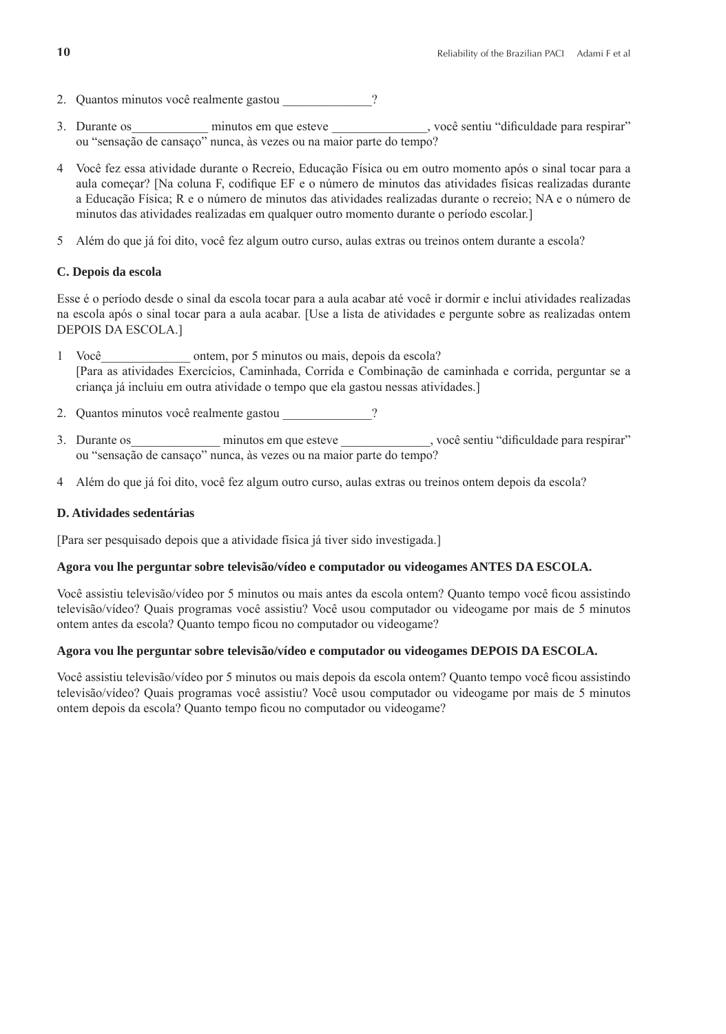2. Quantos minutos você realmente gastou ______________?

3. Durante os____________ minutos em que esteve _______________, você sentiu "dificuldade para respirar" ou "sensação de cansaço" nunca, às vezes ou na maior parte do tempo?

4 Você fez essa atividade durante o Recreio, Educação Física ou em outro momento após o sinal tocar para a aula começar? [Na coluna F, codifique EF e o número de minutos das atividades físicas realizadas durante a Educação Física; R e o número de minutos das atividades realizadas durante o recreio; NA e o número de minutos das atividades realizadas em qualquer outro momento durante o período escolar.]

5 Além do que já foi dito, você fez algum outro curso, aulas extras ou treinos ontem durante a escola?

**C. Depois da escola**

Esse é o período desde o sinal da escola tocar para a aula acabar até você ir dormir e inclui atividades realizadas na escola após o sinal tocar para a aula acabar. [Use a lista de atividades e pergunte sobre as realizadas ontem DEPOIS DA ESCOLA.]

1 Você______________ ontem, por 5 minutos ou mais, depois da escola?
[Para as atividades Exercícios, Caminhada, Corrida e Combinação de caminhada e corrida, perguntar se a criança já incluiu em outra atividade o tempo que ela gastou nessas atividades.]

2. Quantos minutos você realmente gastou ______________?

3. Durante os______________ minutos em que esteve ______________, você sentiu "dificuldade para respirar" ou "sensação de cansaço" nunca, às vezes ou na maior parte do tempo?

4 Além do que já foi dito, você fez algum outro curso, aulas extras ou treinos ontem depois da escola?

**D. Atividades sedentárias**

[Para ser pesquisado depois que a atividade física já tiver sido investigada.]

**Agora vou lhe perguntar sobre televisão/vídeo e computador ou videogames ANTES DA ESCOLA.**

Você assistiu televisão/vídeo por 5 minutos ou mais antes da escola ontem? Quanto tempo você ficou assistindo televisão/vídeo? Quais programas você assistiu? Você usou computador ou videogame por mais de 5 minutos ontem antes da escola? Quanto tempo ficou no computador ou videogame?

**Agora vou lhe perguntar sobre televisão/vídeo e computador ou videogames DEPOIS DA ESCOLA.**

Você assistiu televisão/vídeo por 5 minutos ou mais depois da escola ontem? Quanto tempo você ficou assistindo televisão/vídeo? Quais programas você assistiu? Você usou computador ou videogame por mais de 5 minutos ontem depois da escola? Quanto tempo ficou no computador ou videogame?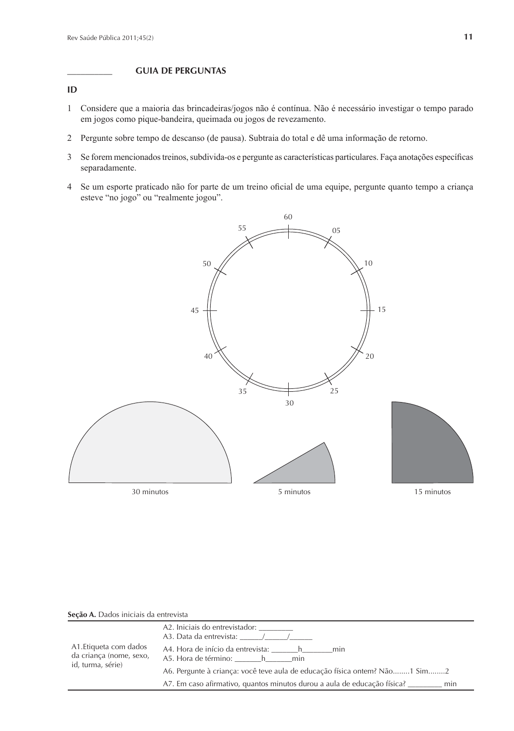\_\_\_\_\_\_\_\_\_\_ **GUIA DE PERGUNTAS**

**ID**

1 Considere que a maioria das brincadeiras/jogos não é contínua. Não é necessário investigar o tempo parado em jogos como pique-bandeira, queimada ou jogos de revezamento.

2 Pergunte sobre tempo de descanso (de pausa). Subtraia do total e dê uma informação de retorno.

3 Se forem mencionados treinos, subdivida-os e pergunte as características particulares. Faça anotações específicas separadamente.

4 Se um esporte praticado não for parte de um treino oficial de uma equipe, pergunte quanto tempo a criança esteve "no jogo" ou "realmente jogou".

60, 05, 10, 15, 20, 25, 30, 35, 40, 45, 50, 55

30 minutos

5 minutos

15 minutos

**Seção A.** Dados iniciais da entrevista

| | |
|---|---|
| A1.Etiqueta com dados da criança (nome, sexo, id, turma, série) | A2. Iniciais do entrevistador: \_\_\_\_\_\_\_\_<br>A3. Data da entrevista: \_\_\_\_\_\_/\_\_\_\_\_\_/\_\_\_\_\_\_ |
| | A4. Hora de início da entrevista: \_\_\_\_\_\_\_h\_\_\_\_\_\_\_\_min<br>A5. Hora de término: \_\_\_\_\_\_\_h\_\_\_\_\_\_\_min |
| | A6. Pergunte à criança: você teve aula de educação física ontem? Não........1 Sim........2 |
| | A7. Em caso afirmativo, quantos minutos durou a aula de educação física? \_\_\_\_\_\_\_\_\_ min |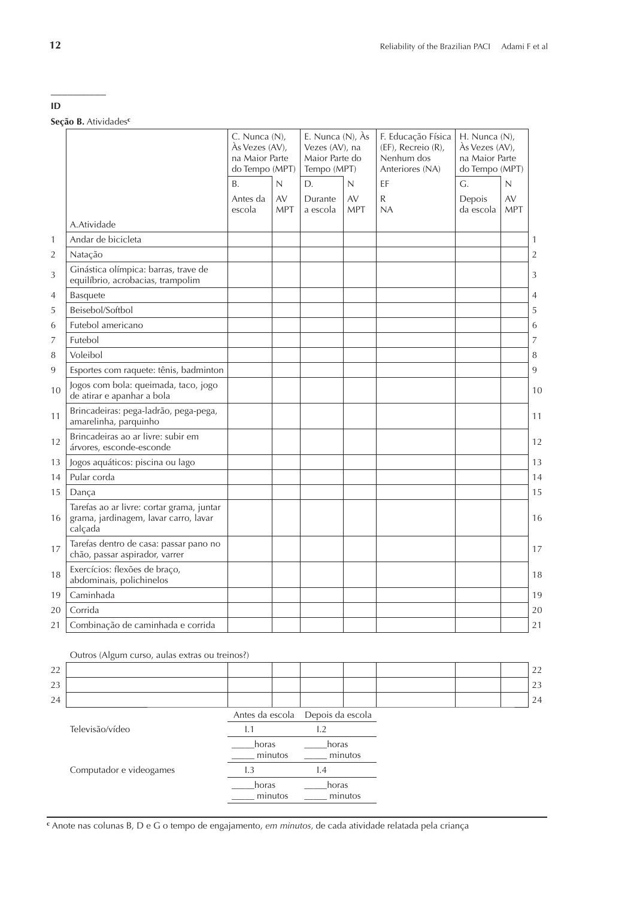___________

**ID**

**Seção B.** Atividades[c]

| | A.Atividade | C. Nunca (N), Às Vezes (AV), na Maior Parte do Tempo (MPT) | | E. Nunca (N), Às Vezes (AV), na Maior Parte do Tempo (MPT) | | F. Educação Física (EF), Recreio (R), Nenhum dos Anteriores (NA) | H. Nunca (N), Às Vezes (AV), na Maior Parte do Tempo (MPT) | | |
|---|---|---|---|---|---|---|---|---|---|
| | | B. Antes da escola | N AV MPT | D. Durante a escola | N AV MPT | EF R NA | G. Depois da escola | N AV MPT | |
| 1 | Andar de bicicleta | | | | | | | | 1 |
| 2 | Natação | | | | | | | | 2 |
| 3 | Ginástica olímpica: barras, trave de equilíbrio, acrobacias, trampolim | | | | | | | | 3 |
| 4 | Basquete | | | | | | | | 4 |
| 5 | Beisebol/Softbol | | | | | | | | 5 |
| 6 | Futebol americano | | | | | | | | 6 |
| 7 | Futebol | | | | | | | | 7 |
| 8 | Voleibol | | | | | | | | 8 |
| 9 | Esportes com raquete: tênis, badminton | | | | | | | | 9 |
| 10 | Jogos com bola: queimada, taco, jogo de atirar e apanhar a bola | | | | | | | | 10 |
| 11 | Brincadeiras: pega-ladrão, pega-pega, amarelinha, parquinho | | | | | | | | 11 |
| 12 | Brincadeiras ao ar livre: subir em árvores, esconde-esconde | | | | | | | | 12 |
| 13 | Jogos aquáticos: piscina ou lago | | | | | | | | 13 |
| 14 | Pular corda | | | | | | | | 14 |
| 15 | Dança | | | | | | | | 15 |
| 16 | Tarefas ao ar livre: cortar grama, juntar grama, jardinagem, lavar carro, lavar calçada | | | | | | | | 16 |
| 17 | Tarefas dentro de casa: passar pano no chão, passar aspirador, varrer | | | | | | | | 17 |
| 18 | Exercícios: flexões de braço, abdominais, polichinelos | | | | | | | | 18 |
| 19 | Caminhada | | | | | | | | 19 |
| 20 | Corrida | | | | | | | | 20 |
| 21 | Combinação de caminhada e corrida | | | | | | | | 21 |
| | Outros (Algum curso, aulas extras ou treinos?) | | | | | | | | |
| 22 | | | | | | | | | 22 |
| 23 | | | | | | | | | 23 |
| 24 | | | | | | | | | 24 |

| | Antes da escola | Depois da escola |
|---|---|---|
| Televisão/vídeo | I.1 | I.2 |
| | _____horas _____ minutos | _____horas _____ minutos |
| Computador e videogames | I.3 | I.4 |
| | _____horas _____ minutos | _____horas _____ minutos |

[c] Anote nas colunas B, D e G o tempo de engajamento, *em minutos,* de cada atividade relatada pela criança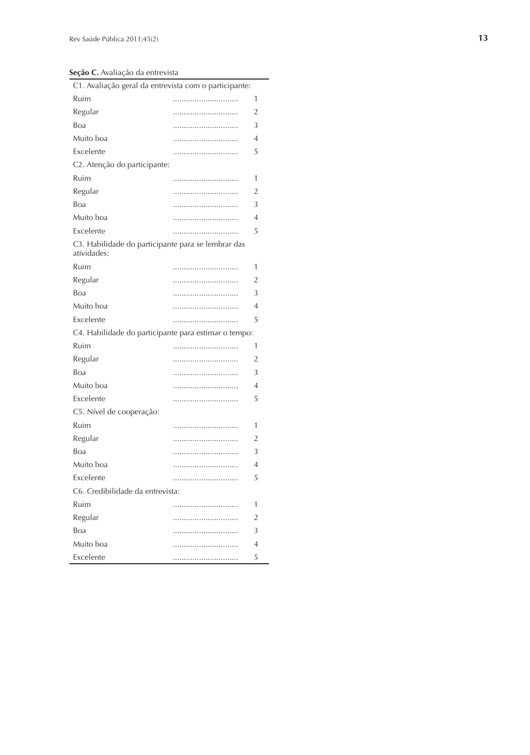**Seção C.** Avaliação da entrevista

| | | |
|---|---|---|
| C1. Avaliação geral da entrevista com o participante: | | |
| Ruim | .............................. | 1 |
| Regular | .............................. | 2 |
| Boa | .............................. | 3 |
| Muito boa | .............................. | 4 |
| Excelente | .............................. | 5 |
| C2. Atenção do participante: | | |
| Ruim | .............................. | 1 |
| Regular | .............................. | 2 |
| Boa | .............................. | 3 |
| Muito boa | .............................. | 4 |
| Excelente | .............................. | 5 |
| C3. Habilidade do participante para se lembrar das atividades: | | |
| Ruim | .............................. | 1 |
| Regular | .............................. | 2 |
| Boa | .............................. | 3 |
| Muito boa | .............................. | 4 |
| Excelente | .............................. | 5 |
| C4. Habilidade do participante para estimar o tempo: | | |
| Ruim | .............................. | 1 |
| Regular | .............................. | 2 |
| Boa | .............................. | 3 |
| Muito boa | .............................. | 4 |
| Excelente | .............................. | 5 |
| C5. Nível de cooperação: | | |
| Ruim | .............................. | 1 |
| Regular | .............................. | 2 |
| Boa | .............................. | 3 |
| Muito boa | .............................. | 4 |
| Excelente | .............................. | 5 |
| C6. Credibilidade da entrevista: | | |
| Ruim | .............................. | 1 |
| Regular | .............................. | 2 |
| Boa | .............................. | 3 |
| Muito boa | .............................. | 4 |
| Excelente | .............................. | 5 |